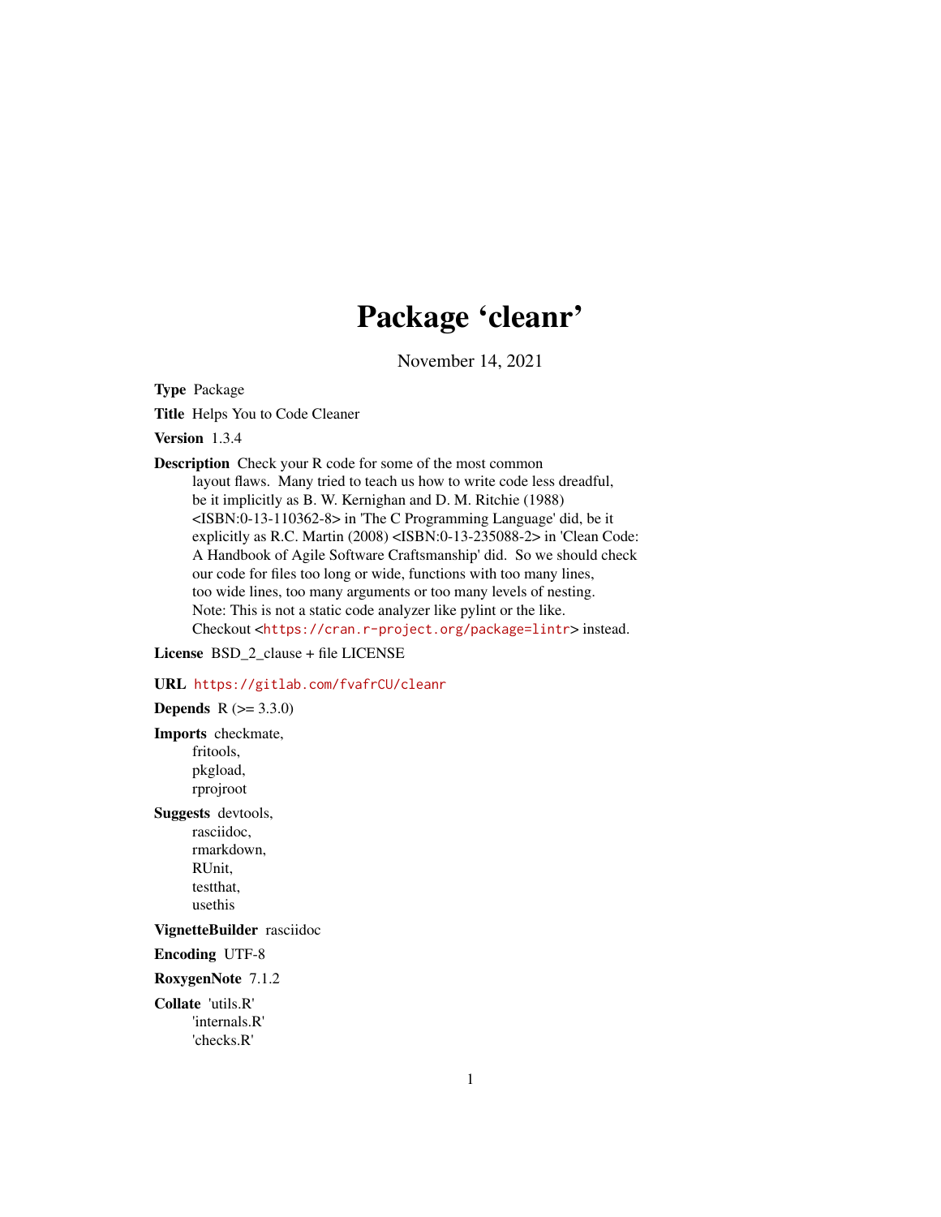# Package 'cleanr'

November 14, 2021

**Type** Package

**Title** Helps You to Code Cleaner

**Version** 1.3.4

**Description** Check your R code for some of the most common layout flaws. Many tried to teach us how to write code less dreadful, be it implicitly as B. W. Kernighan and D. M. Ritchie (1988) <ISBN:0-13-110362-8> in 'The C Programming Language' did, be it explicitly as R.C. Martin (2008) <ISBN:0-13-235088-2> in 'Clean Code: A Handbook of Agile Software Craftsmanship' did. So we should check our code for files too long or wide, functions with too many lines, too wide lines, too many arguments or too many levels of nesting. Note: This is not a static code analyzer like pylint or the like. Checkout <https://cran.r-project.org/package=lintr> instead.

**License** BSD_2_clause + file LICENSE

**URL** https://gitlab.com/fvafrCU/cleanr

**Depends** R (>= 3.3.0)

**Imports** checkmate, fritools, pkgload, rprojroot

**Suggests** devtools, rasciidoc, rmarkdown, RUnit, testthat, usethis

**VignetteBuilder** rasciidoc

**Encoding** UTF-8

**RoxygenNote** 7.1.2

**Collate** 'utils.R' 'internals.R' 'checks.R'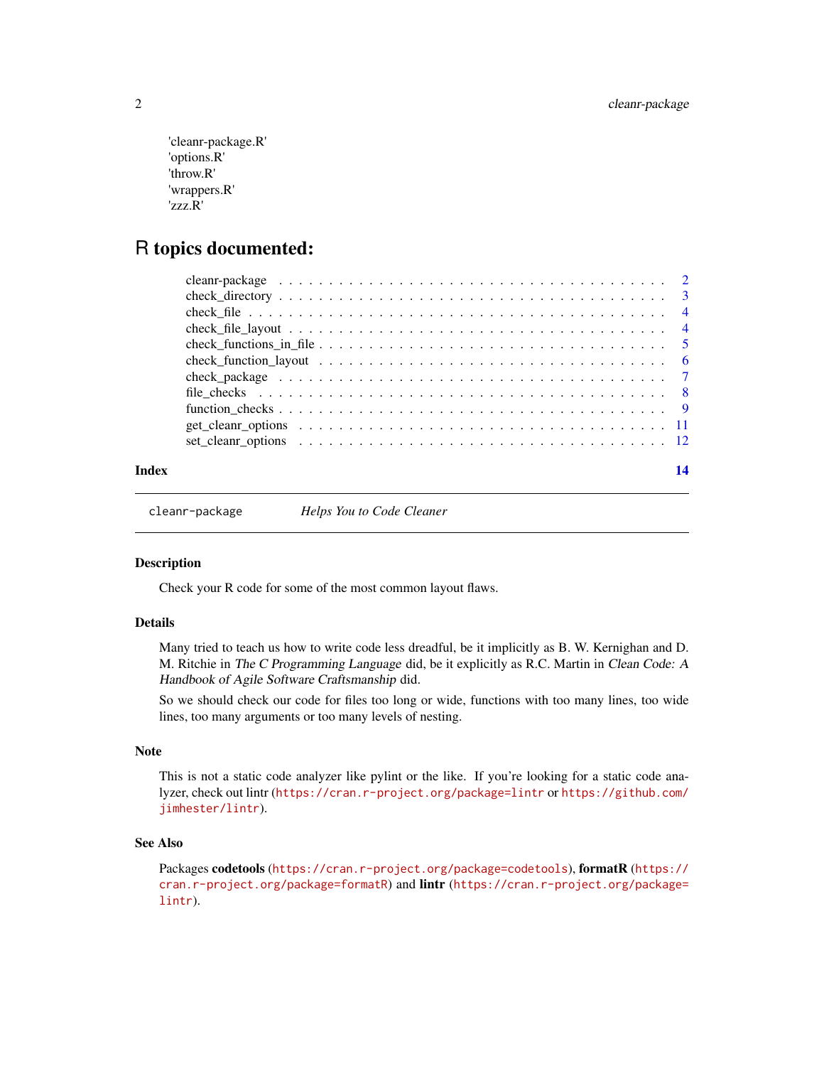'cleanr-package.R'
'options.R'
'throw.R'
'wrappers.R'
'zzz.R'

# R topics documented:

- cleanr-package . . . 2
- check_directory . . . 3
- check_file . . . 4
- check_file_layout . . . 4
- check_functions_in_file . . . 5
- check_function_layout . . . 6
- check_package . . . 7
- file_checks . . . 8
- function_checks . . . 9
- get_cleanr_options . . . 11
- set_cleanr_options . . . 12

**Index** **14**

---

`cleanr-package` *Helps You to Code Cleaner*

---

## Description

Check your R code for some of the most common layout flaws.

## Details

Many tried to teach us how to write code less dreadful, be it implicitly as B. W. Kernighan and D. M. Ritchie in *The C Programming Language* did, be it explicitly as R.C. Martin in *Clean Code: A Handbook of Agile Software Craftsmanship* did.

So we should check our code for files too long or wide, functions with too many lines, too wide lines, too many arguments or too many levels of nesting.

## Note

This is not a static code analyzer like pylint or the like. If you're looking for a static code analyzer, check out lintr (`https://cran.r-project.org/package=lintr` or `https://github.com/jimhester/lintr`).

## See Also

Packages **codetools** (`https://cran.r-project.org/package=codetools`), **formatR** (`https://cran.r-project.org/package=formatR`) and **lintr** (`https://cran.r-project.org/package=lintr`).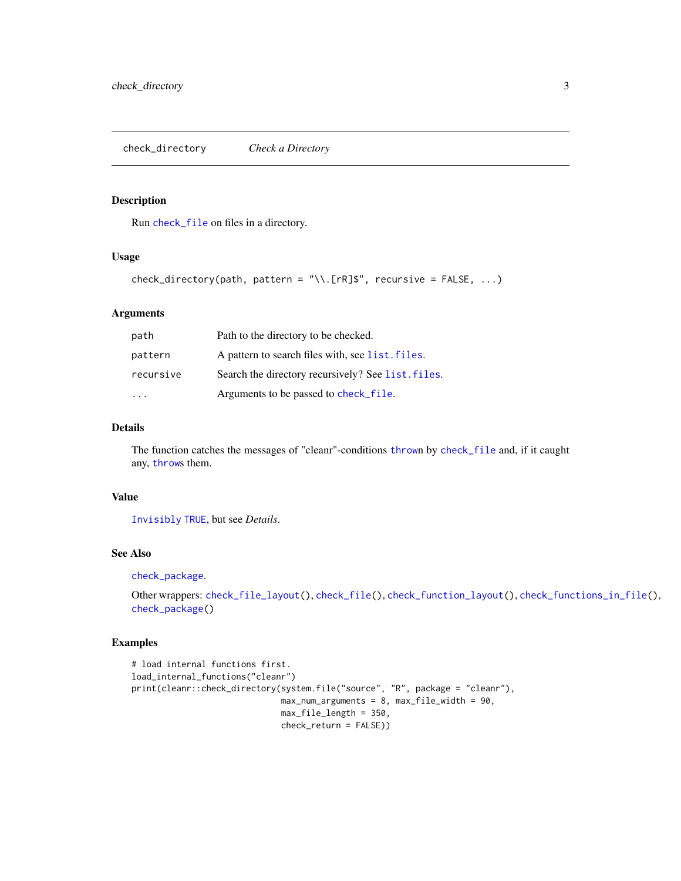# check_directory — *Check a Directory*

## Description

Run check_file on files in a directory.

## Usage

```
check_directory(path, pattern = "\\.[rR]$", recursive = FALSE, ...)
```

## Arguments

| | |
|---|---|
| path | Path to the directory to be checked. |
| pattern | A pattern to search files with, see list.files. |
| recursive | Search the directory recursively? See list.files. |
| ... | Arguments to be passed to check_file. |

## Details

The function catches the messages of "cleanr"-conditions thrown by check_file and, if it caught any, throws them.

## Value

Invisibly TRUE, but see *Details*.

## See Also

check_package.

Other wrappers: check_file_layout(), check_file(), check_function_layout(), check_functions_in_file(), check_package()

## Examples

```
# load internal functions first.
load_internal_functions("cleanr")
print(cleanr::check_directory(system.file("source", "R", package = "cleanr"),
                              max_num_arguments = 8, max_file_width = 90,
                              max_file_length = 350,
                              check_return = FALSE))
```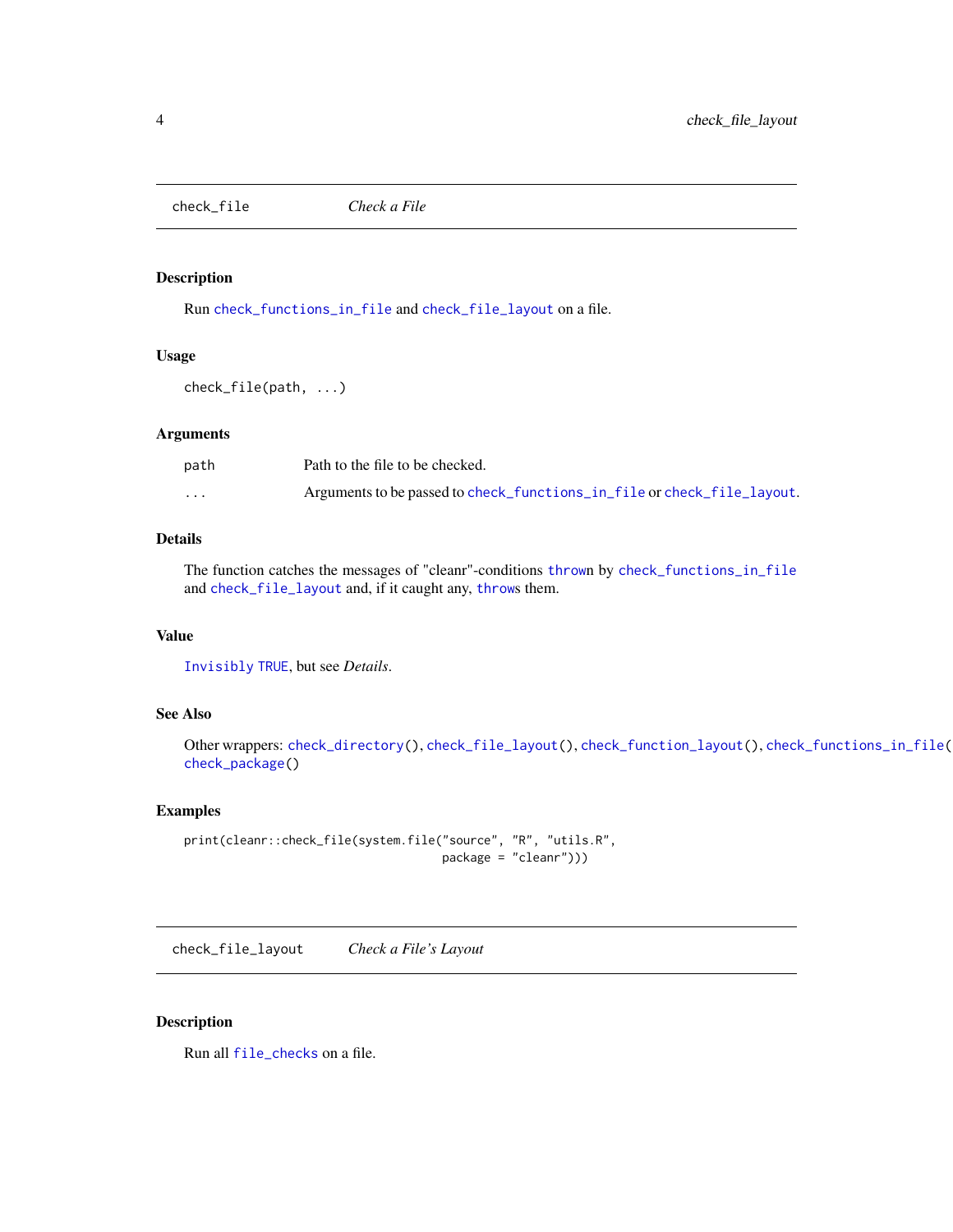## check_file — *Check a File*

### Description

Run check_functions_in_file and check_file_layout on a file.

### Usage

```
check_file(path, ...)
```

### Arguments

| | |
|---|---|
| path | Path to the file to be checked. |
| ... | Arguments to be passed to check_functions_in_file or check_file_layout. |

### Details

The function catches the messages of "cleanr"-conditions thrown by check_functions_in_file and check_file_layout and, if it caught any, throws them.

### Value

Invisibly TRUE, but see *Details*.

### See Also

Other wrappers: check_directory(), check_file_layout(), check_function_layout(), check_functions_in_file(), check_package()

### Examples

```
print(cleanr::check_file(system.file("source", "R", "utils.R",
                                     package = "cleanr")))
```

## check_file_layout — *Check a File's Layout*

### Description

Run all file_checks on a file.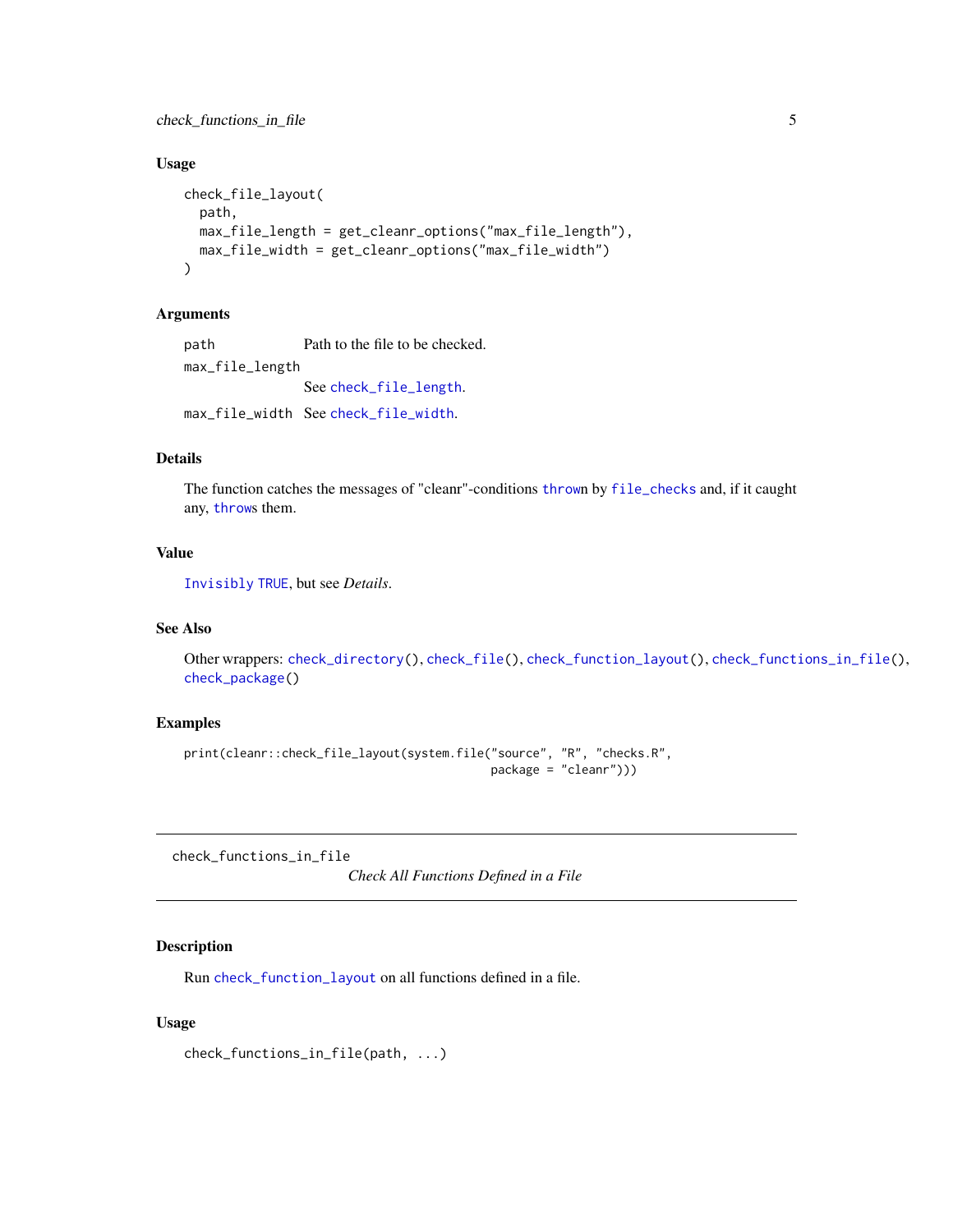### Usage

```
check_file_layout(
  path,
  max_file_length = get_cleanr_options("max_file_length"),
  max_file_width = get_cleanr_options("max_file_width")
)
```

### Arguments

| | |
|---|---|
| path | Path to the file to be checked. |
| max_file_length | See check_file_length. |
| max_file_width | See check_file_width. |

### Details

The function catches the messages of "cleanr"-conditions thrown by file_checks and, if it caught any, throws them.

### Value

Invisibly TRUE, but see *Details*.

### See Also

Other wrappers: check_directory(), check_file(), check_function_layout(), check_functions_in_file(), check_package()

### Examples

```
print(cleanr::check_file_layout(system.file("source", "R", "checks.R",
                                            package = "cleanr")))
```

---

## check_functions_in_file — *Check All Functions Defined in a File*

---

### Description

Run check_function_layout on all functions defined in a file.

### Usage

```
check_functions_in_file(path, ...)
```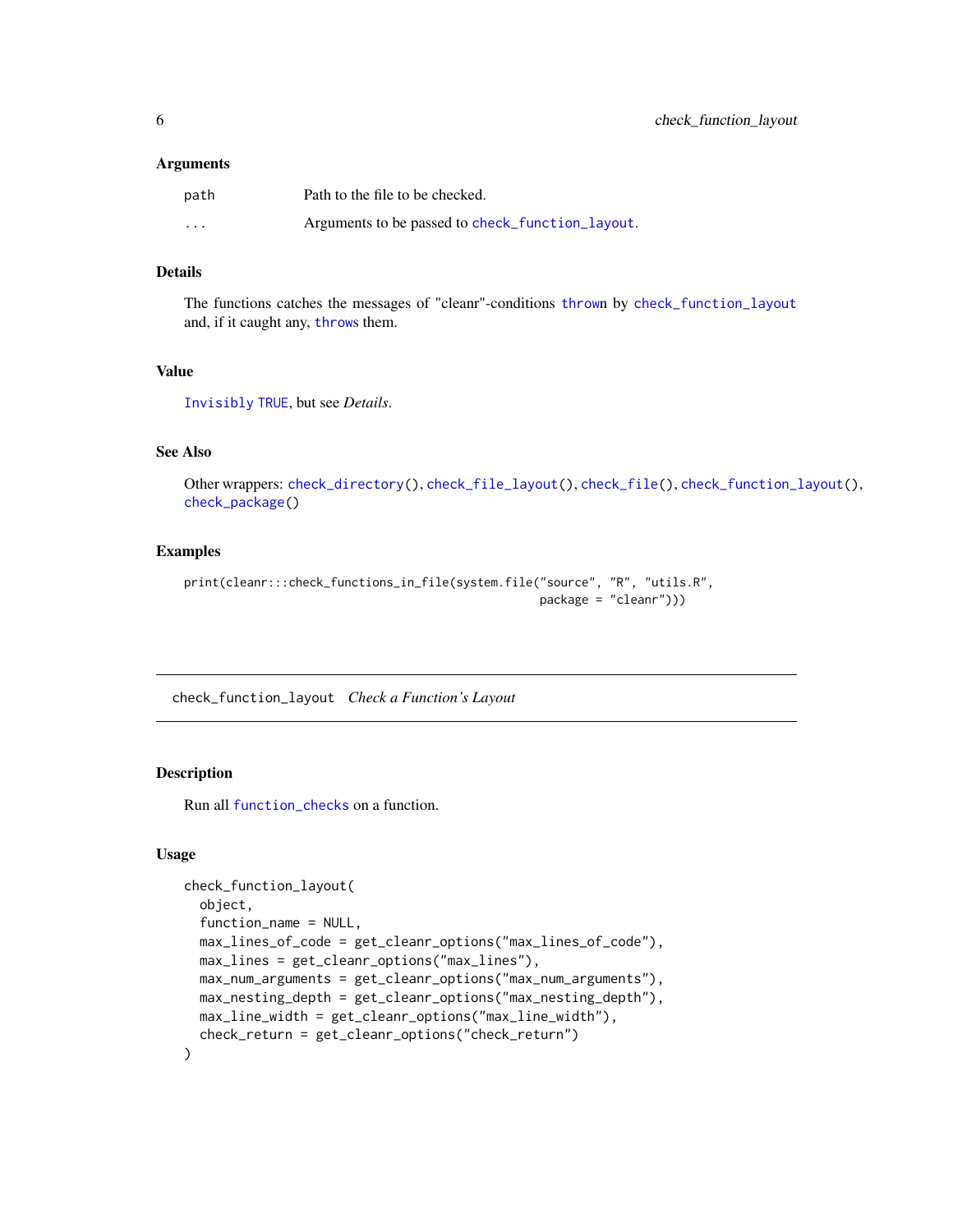### Arguments

| | |
|---|---|
| `path` | Path to the file to be checked. |
| `...` | Arguments to be passed to `check_function_layout`. |

### Details

The functions catches the messages of "cleanr"-conditions `thrown` by `check_function_layout` and, if it caught any, `throw`s them.

### Value

`Invisibly` `TRUE`, but see *Details*.

### See Also

Other wrappers: `check_directory()`, `check_file_layout()`, `check_file()`, `check_function_layout()`, `check_package()`

### Examples

```
print(cleanr:::check_functions_in_file(system.file("source", "R", "utils.R",
                                                   package = "cleanr")))
```

---

## check_function_layout *Check a Function's Layout*

---

### Description

Run all `function_checks` on a function.

### Usage

```
check_function_layout(
  object,
  function_name = NULL,
  max_lines_of_code = get_cleanr_options("max_lines_of_code"),
  max_lines = get_cleanr_options("max_lines"),
  max_num_arguments = get_cleanr_options("max_num_arguments"),
  max_nesting_depth = get_cleanr_options("max_nesting_depth"),
  max_line_width = get_cleanr_options("max_line_width"),
  check_return = get_cleanr_options("check_return")
)
```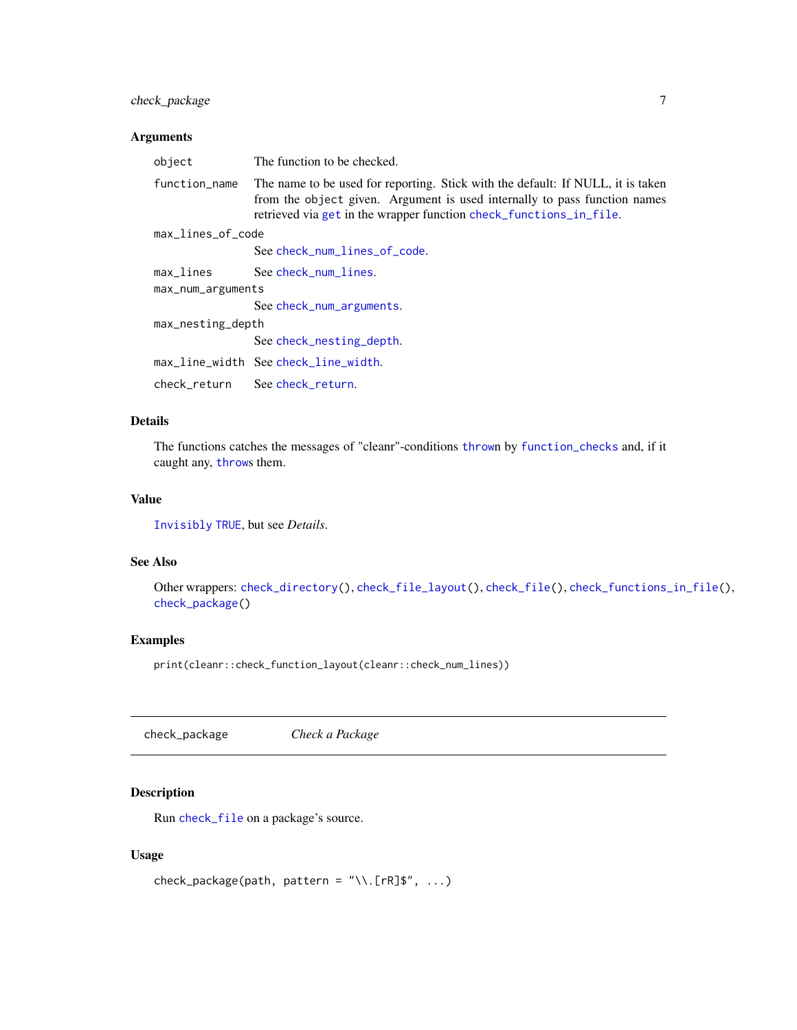### Arguments

| | |
|---|---|
| `object` | The function to be checked. |
| `function_name` | The name to be used for reporting. Stick with the default: If NULL, it is taken from the `object` given. Argument is used internally to pass function names retrieved via `get` in the wrapper function `check_functions_in_file`. |
| `max_lines_of_code` | See `check_num_lines_of_code`. |
| `max_lines` | See `check_num_lines`. |
| `max_num_arguments` | See `check_num_arguments`. |
| `max_nesting_depth` | See `check_nesting_depth`. |
| `max_line_width` | See `check_line_width`. |
| `check_return` | See `check_return`. |

### Details

The functions catches the messages of "cleanr"-conditions `throw`n by `function_checks` and, if it caught any, `throw`s them.

### Value

`Invisibly` `TRUE`, but see *Details*.

### See Also

Other wrappers: `check_directory()`, `check_file_layout()`, `check_file()`, `check_functions_in_file()`, `check_package()`

### Examples

```
print(cleanr::check_function_layout(cleanr::check_num_lines))
```

---

## check_package — *Check a Package*

### Description

Run `check_file` on a package's source.

### Usage

```
check_package(path, pattern = "\\.[rR]$", ...)
```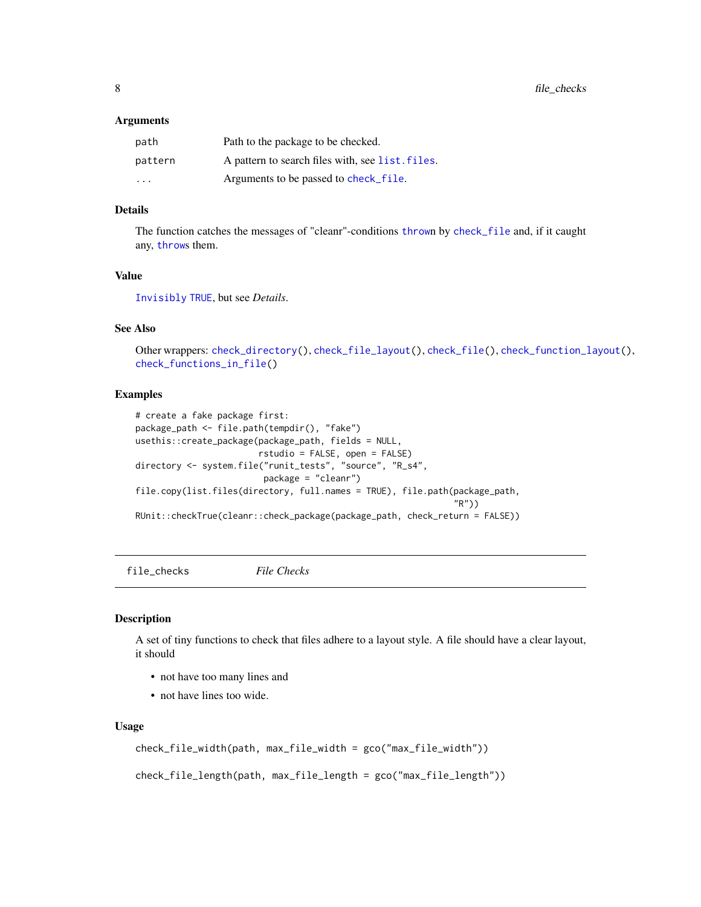### Arguments

| | |
|---|---|
| path | Path to the package to be checked. |
| pattern | A pattern to search files with, see list.files. |
| ... | Arguments to be passed to check_file. |

### Details

The function catches the messages of "cleanr"-conditions thrown by check_file and, if it caught any, throws them.

### Value

Invisibly TRUE, but see *Details*.

### See Also

Other wrappers: check_directory(), check_file_layout(), check_file(), check_function_layout(), check_functions_in_file()

### Examples

```
# create a fake package first:
package_path <- file.path(tempdir(), "fake")
usethis::create_package(package_path, fields = NULL,
                        rstudio = FALSE, open = FALSE)
directory <- system.file("runit_tests", "source", "R_s4",
                         package = "cleanr")
file.copy(list.files(directory, full.names = TRUE), file.path(package_path,
                                                               "R"))
RUnit::checkTrue(cleanr::check_package(package_path, check_return = FALSE))
```

---

## file_checks    *File Checks*

### Description

A set of tiny functions to check that files adhere to a layout style. A file should have a clear layout, it should

- not have too many lines and
- not have lines too wide.

### Usage

```
check_file_width(path, max_file_width = gco("max_file_width"))

check_file_length(path, max_file_length = gco("max_file_length"))
```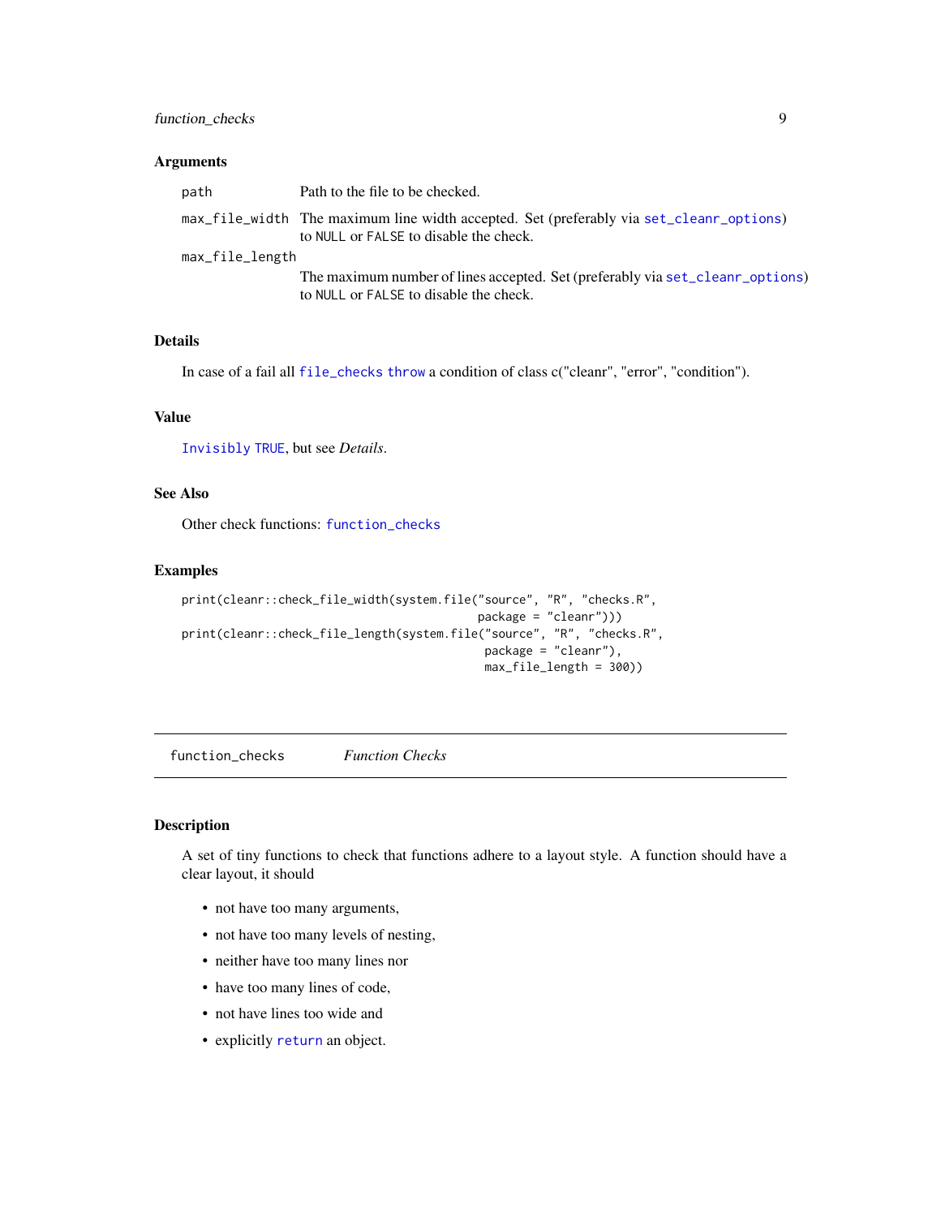### Arguments

| | |
|---|---|
| `path` | Path to the file to be checked. |
| `max_file_width` | The maximum line width accepted. Set (preferably via `set_cleanr_options`) to `NULL` or `FALSE` to disable the check. |
| `max_file_length` | The maximum number of lines accepted. Set (preferably via `set_cleanr_options`) to `NULL` or `FALSE` to disable the check. |

### Details

In case of a fail all `file_checks` `throw` a condition of class c("cleanr", "error", "condition").

### Value

`Invisibly` `TRUE`, but see *Details*.

### See Also

Other check functions: `function_checks`

### Examples

```
print(cleanr::check_file_width(system.file("source", "R", "checks.R",
                                           package = "cleanr")))
print(cleanr::check_file_length(system.file("source", "R", "checks.R",
                                            package = "cleanr"),
                                            max_file_length = 300))
```

---

## function_checks — *Function Checks*

---

### Description

A set of tiny functions to check that functions adhere to a layout style. A function should have a clear layout, it should

- not have too many arguments,
- not have too many levels of nesting,
- neither have too many lines nor
- have too many lines of code,
- not have lines too wide and
- explicitly `return` an object.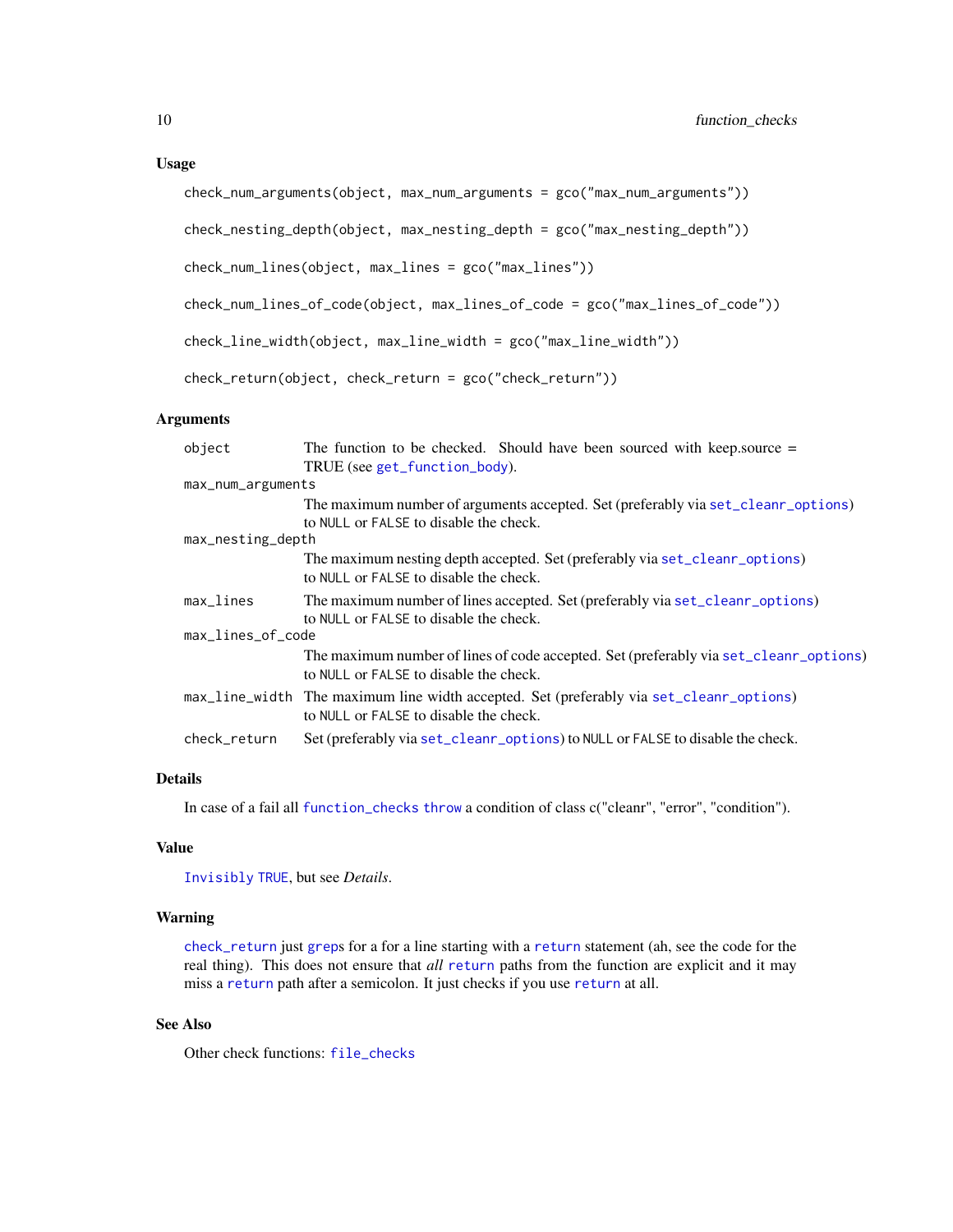### Usage

```
check_num_arguments(object, max_num_arguments = gco("max_num_arguments"))

check_nesting_depth(object, max_nesting_depth = gco("max_nesting_depth"))

check_num_lines(object, max_lines = gco("max_lines"))

check_num_lines_of_code(object, max_lines_of_code = gco("max_lines_of_code"))

check_line_width(object, max_line_width = gco("max_line_width"))

check_return(object, check_return = gco("check_return"))
```

### Arguments

| | |
|---|---|
| `object` | The function to be checked. Should have been sourced with keep.source = TRUE (see `get_function_body`). |
| `max_num_arguments` | The maximum number of arguments accepted. Set (preferably via `set_cleanr_options`) to `NULL` or `FALSE` to disable the check. |
| `max_nesting_depth` | The maximum nesting depth accepted. Set (preferably via `set_cleanr_options`) to `NULL` or `FALSE` to disable the check. |
| `max_lines` | The maximum number of lines accepted. Set (preferably via `set_cleanr_options`) to `NULL` or `FALSE` to disable the check. |
| `max_lines_of_code` | The maximum number of lines of code accepted. Set (preferably via `set_cleanr_options`) to `NULL` or `FALSE` to disable the check. |
| `max_line_width` | The maximum line width accepted. Set (preferably via `set_cleanr_options`) to `NULL` or `FALSE` to disable the check. |
| `check_return` | Set (preferably via `set_cleanr_options`) to `NULL` or `FALSE` to disable the check. |

### Details

In case of a fail all `function_checks` `throw` a condition of class c("cleanr", "error", "condition").

### Value

`Invisibly` `TRUE`, but see *Details*.

### Warning

`check_return` just `grep`s for a for a line starting with a `return` statement (ah, see the code for the real thing). This does not ensure that *all* `return` paths from the function are explicit and it may miss a `return` path after a semicolon. It just checks if you use `return` at all.

### See Also

Other check functions: `file_checks`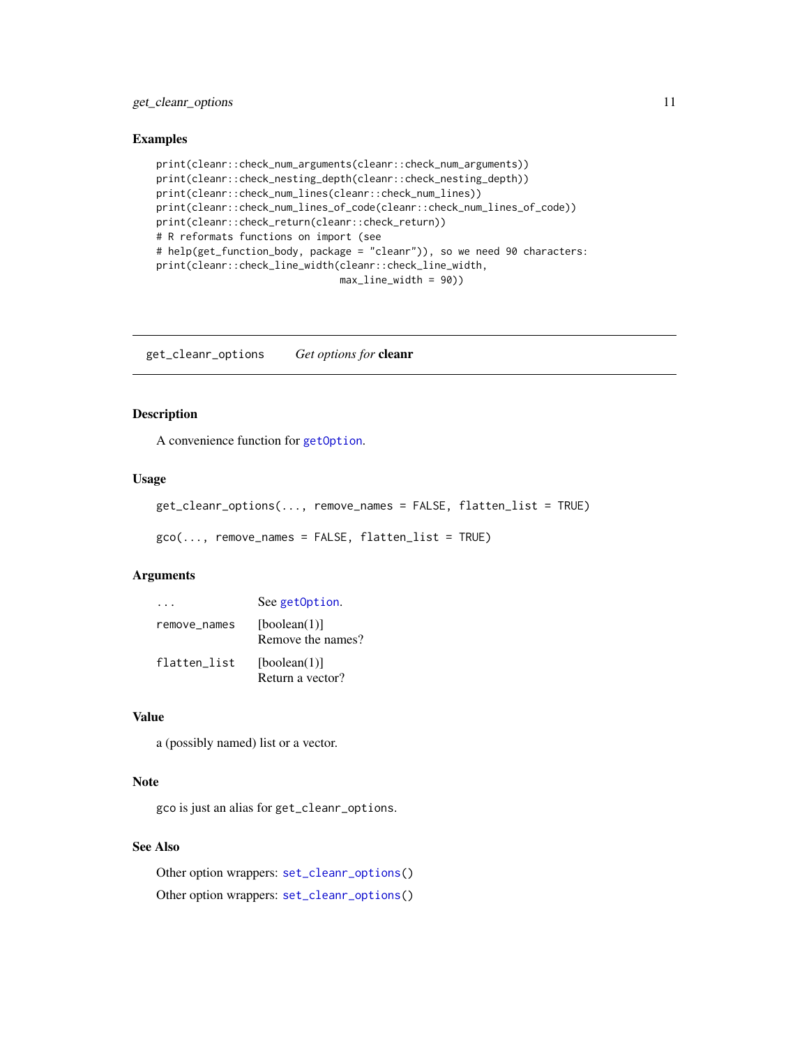### Examples

```
print(cleanr::check_num_arguments(cleanr::check_num_arguments))
print(cleanr::check_nesting_depth(cleanr::check_nesting_depth))
print(cleanr::check_num_lines(cleanr::check_num_lines))
print(cleanr::check_num_lines_of_code(cleanr::check_num_lines_of_code))
print(cleanr::check_return(cleanr::check_return))
# R reformats functions on import (see
# help(get_function_body, package = "cleanr")), so we need 90 characters:
print(cleanr::check_line_width(cleanr::check_line_width,
                               max_line_width = 90))
```

---

## get_cleanr_options    *Get options for* **cleanr**

### Description

A convenience function for `getOption`.

### Usage

```
get_cleanr_options(..., remove_names = FALSE, flatten_list = TRUE)

gco(..., remove_names = FALSE, flatten_list = TRUE)
```

### Arguments

| | |
|---|---|
| `...` | See `getOption`. |
| `remove_names` | [boolean(1)] Remove the names? |
| `flatten_list` | [boolean(1)] Return a vector? |

### Value

a (possibly named) list or a vector.

### Note

gco is just an alias for get_cleanr_options.

### See Also

Other option wrappers: `set_cleanr_options()`

Other option wrappers: `set_cleanr_options()`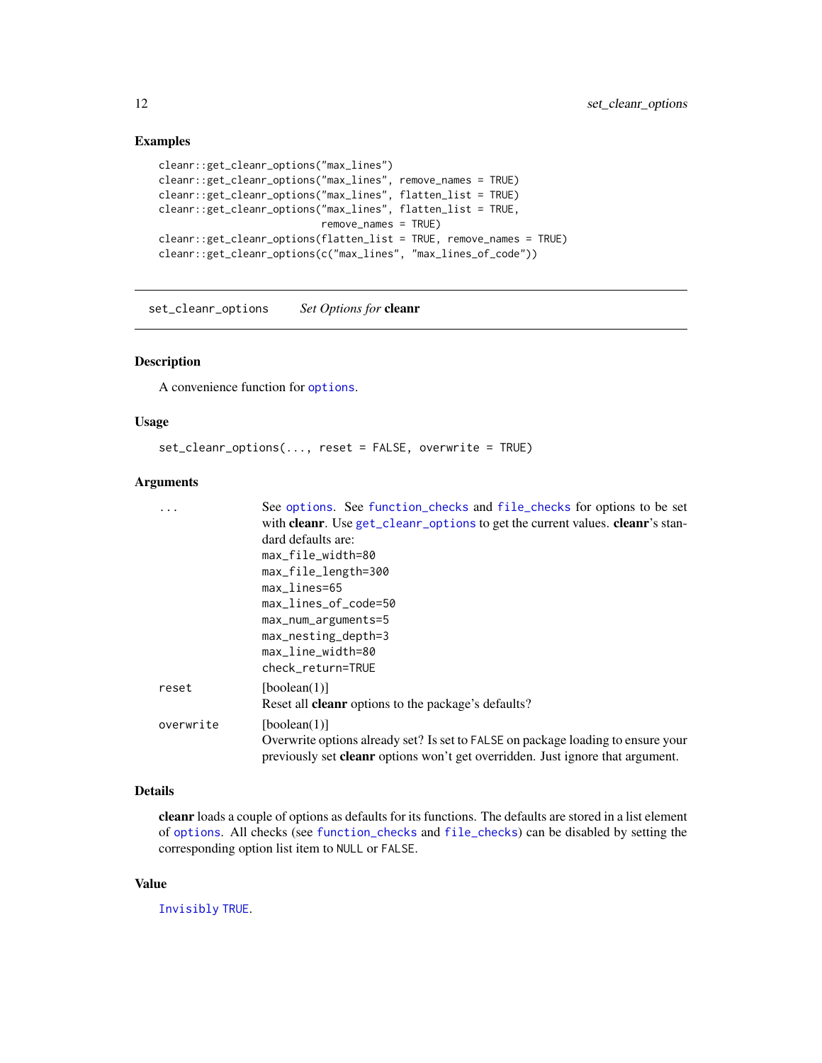### Examples

```
cleanr::get_cleanr_options("max_lines")
cleanr::get_cleanr_options("max_lines", remove_names = TRUE)
cleanr::get_cleanr_options("max_lines", flatten_list = TRUE)
cleanr::get_cleanr_options("max_lines", flatten_list = TRUE,
                           remove_names = TRUE)
cleanr::get_cleanr_options(flatten_list = TRUE, remove_names = TRUE)
cleanr::get_cleanr_options(c("max_lines", "max_lines_of_code"))
```

---

## set_cleanr_options *Set Options for* **cleanr**

### Description

A convenience function for `options`.

### Usage

```
set_cleanr_options(..., reset = FALSE, overwrite = TRUE)
```

### Arguments

| | |
|---|---|
| `...` | See `options`. See `function_checks` and `file_checks` for options to be set with **cleanr**. Use `get_cleanr_options` to get the current values. **cleanr**'s standard defaults are:<br>`max_file_width=80`<br>`max_file_length=300`<br>`max_lines=65`<br>`max_lines_of_code=50`<br>`max_num_arguments=5`<br>`max_nesting_depth=3`<br>`max_line_width=80`<br>`check_return=TRUE` |
| `reset` | [boolean(1)]<br>Reset all **cleanr** options to the package's defaults? |
| `overwrite` | [boolean(1)]<br>Overwrite options already set? Is set to `FALSE` on package loading to ensure your previously set **cleanr** options won't get overridden. Just ignore that argument. |

### Details

**cleanr** loads a couple of options as defaults for its functions. The defaults are stored in a list element of `options`. All checks (see `function_checks` and `file_checks`) can be disabled by setting the corresponding option list item to `NULL` or `FALSE`.

### Value

`Invisibly TRUE`.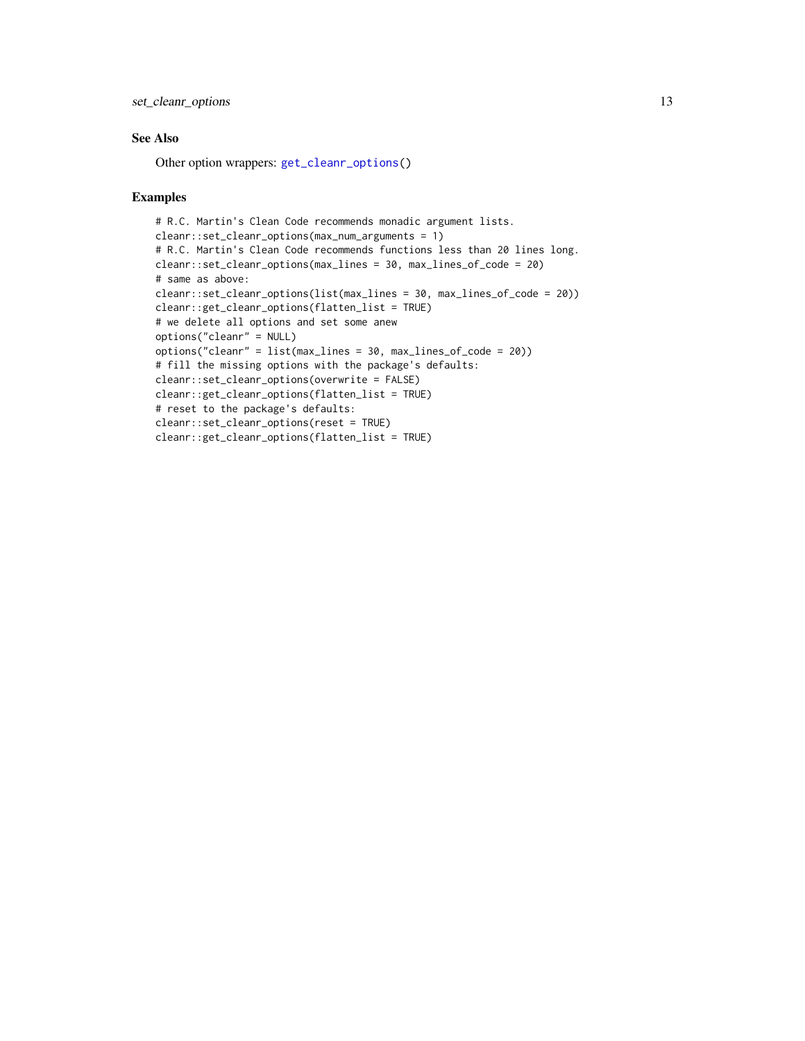## See Also

Other option wrappers: `get_cleanr_options()`

## Examples

```
# R.C. Martin's Clean Code recommends monadic argument lists.
cleanr::set_cleanr_options(max_num_arguments = 1)
# R.C. Martin's Clean Code recommends functions less than 20 lines long.
cleanr::set_cleanr_options(max_lines = 30, max_lines_of_code = 20)
# same as above:
cleanr::set_cleanr_options(list(max_lines = 30, max_lines_of_code = 20))
cleanr::get_cleanr_options(flatten_list = TRUE)
# we delete all options and set some anew
options("cleanr" = NULL)
options("cleanr" = list(max_lines = 30, max_lines_of_code = 20))
# fill the missing options with the package's defaults:
cleanr::set_cleanr_options(overwrite = FALSE)
cleanr::get_cleanr_options(flatten_list = TRUE)
# reset to the package's defaults:
cleanr::set_cleanr_options(reset = TRUE)
cleanr::get_cleanr_options(flatten_list = TRUE)
```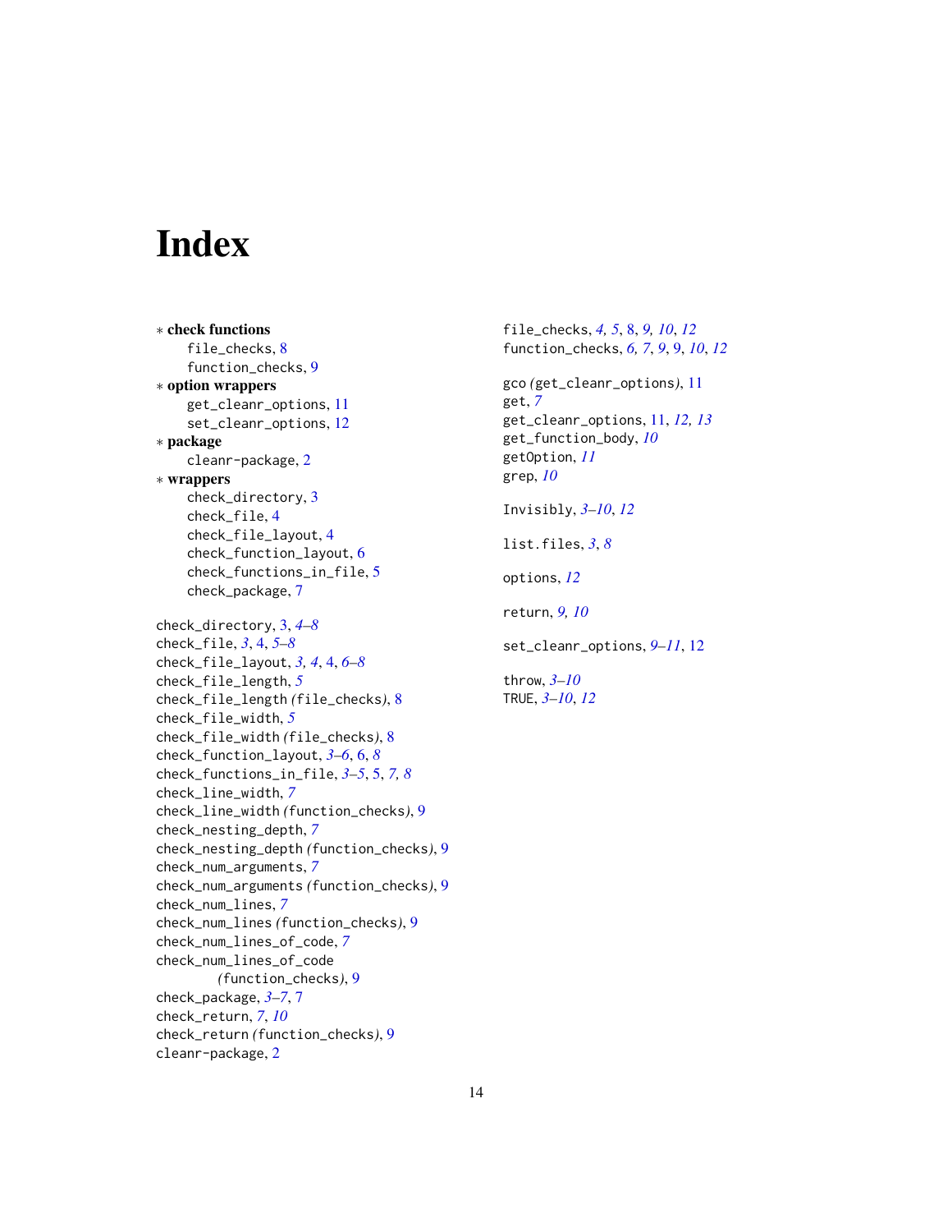# Index

∗ **check functions**
- file_checks, 8
- function_checks, 9

∗ **option wrappers**
- get_cleanr_options, 11
- set_cleanr_options, 12

∗ **package**
- cleanr-package, 2

∗ **wrappers**
- check_directory, 3
- check_file, 4
- check_file_layout, 4
- check_function_layout, 6
- check_functions_in_file, 5
- check_package, 7

check_directory, 3, *4–8*
check_file, *3*, 4, *5–8*
check_file_layout, *3, 4*, 4, *6–8*
check_file_length, *5*
check_file_length *(*file_checks*)*, 8
check_file_width, *5*
check_file_width *(*file_checks*)*, 8
check_function_layout, *3–6*, 6, *8*
check_functions_in_file, *3–5*, 5, *7, 8*
check_line_width, *7*
check_line_width *(*function_checks*)*, 9
check_nesting_depth, *7*
check_nesting_depth *(*function_checks*)*, 9
check_num_arguments, *7*
check_num_arguments *(*function_checks*)*, 9
check_num_lines, *7*
check_num_lines *(*function_checks*)*, 9
check_num_lines_of_code, *7*
check_num_lines_of_code *(*function_checks*)*, 9
check_package, *3–7*, 7
check_return, *7*, *10*
check_return *(*function_checks*)*, 9
cleanr-package, 2

file_checks, *4, 5*, 8, *9, 10*, *12*
function_checks, *6, 7*, *9*, 9, *10*, *12*

gco *(*get_cleanr_options*)*, 11
get, *7*
get_cleanr_options, 11, *12, 13*
get_function_body, *10*
getOption, *11*
grep, *10*

Invisibly, *3–10*, *12*

list.files, *3*, *8*

options, *12*

return, *9, 10*

set_cleanr_options, *9–11*, 12

throw, *3–10*
TRUE, *3–10*, *12*